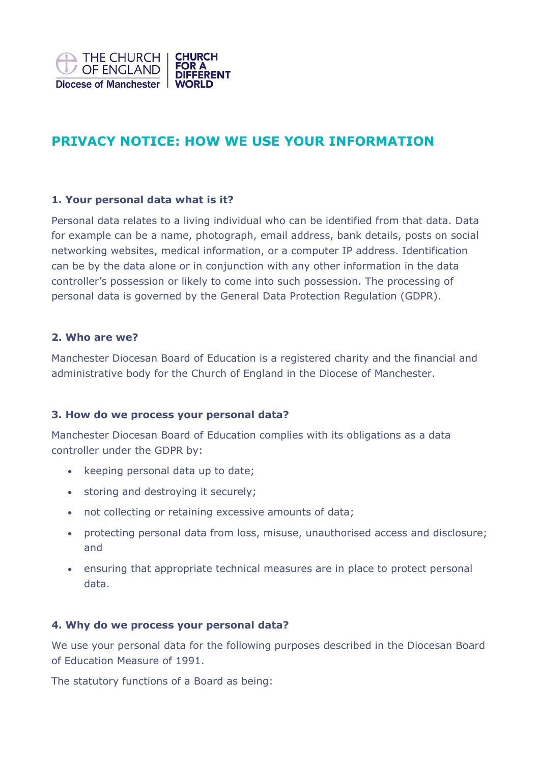# PRIVACY NOTICE: HOW WE USE YOUR INFORMATION

### 1. Your personal data what is it?

Personal data relates to a living individual who can be identified from that data. Data for example can be a name, photograph, email address, bank details, posts on social networking websites, medical information, or a computer IP address. Identification can be by the data alone or in conjunction with any other information in the data controller's possession or likely to come into such possession. The processing of personal data is governed by the General Data Protection Regulation (GDPR).

### 2. Who are we?

Manchester Diocesan Board of Education is a registered charity and the financial and administrative body for the Church of England in the Diocese of Manchester.

### 3. How do we process your personal data?

Manchester Diocesan Board of Education complies with its obligations as a data controller under the GDPR by:

- keeping personal data up to date;
- storing and destroying it securely;
- not collecting or retaining excessive amounts of data;
- protecting personal data from loss, misuse, unauthorised access and disclosure; and
- ensuring that appropriate technical measures are in place to protect personal data.

### 4. Why do we process your personal data?

We use your personal data for the following purposes described in the Diocesan Board of Education Measure of 1991.

The statutory functions of a Board as being: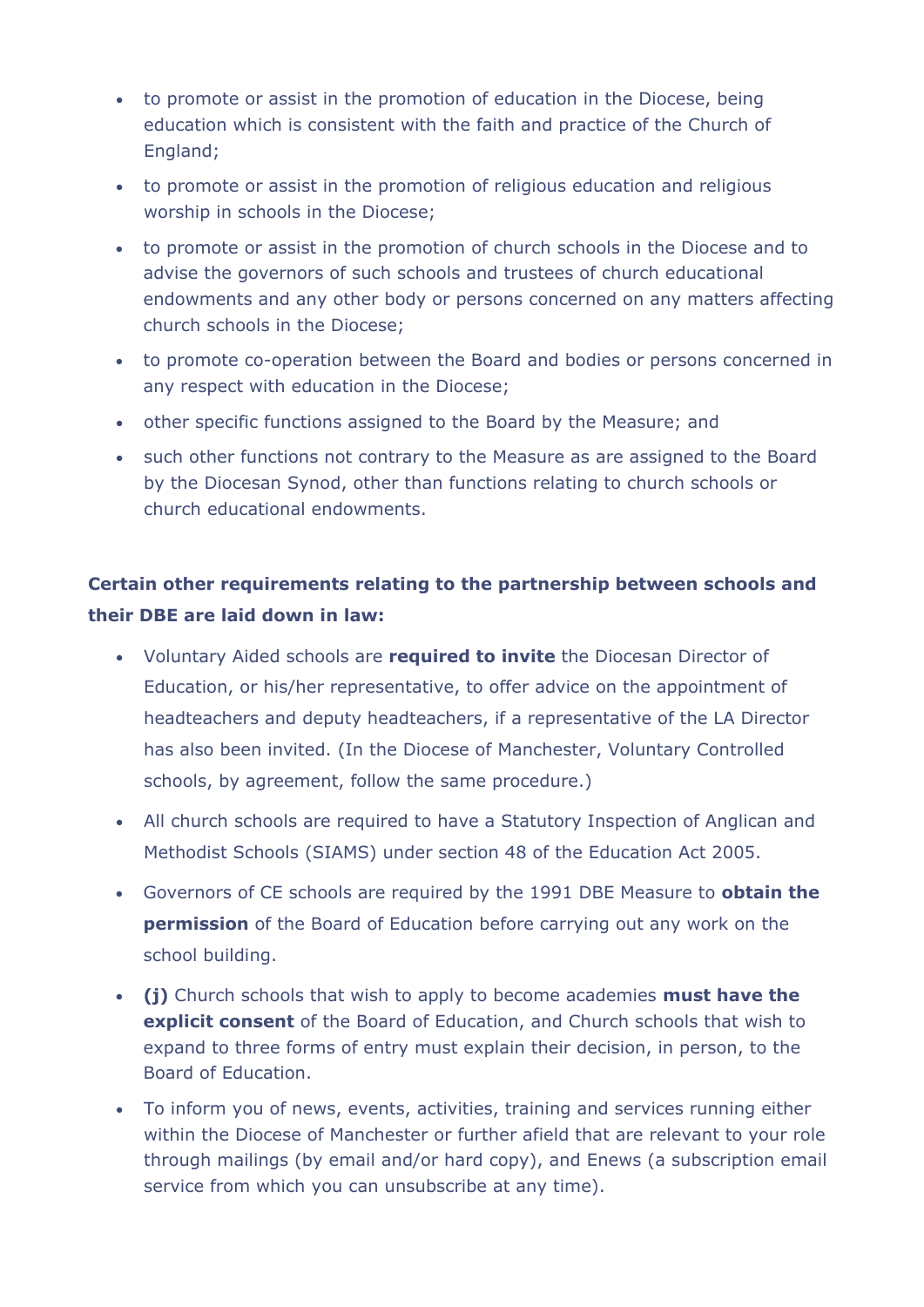- to promote or assist in the promotion of education in the Diocese, being education which is consistent with the faith and practice of the Church of England;
- to promote or assist in the promotion of religious education and religious worship in schools in the Diocese;
- to promote or assist in the promotion of church schools in the Diocese and to advise the governors of such schools and trustees of church educational endowments and any other body or persons concerned on any matters affecting church schools in the Diocese;
- to promote co-operation between the Board and bodies or persons concerned in any respect with education in the Diocese;
- other specific functions assigned to the Board by the Measure; and
- such other functions not contrary to the Measure as are assigned to the Board by the Diocesan Synod, other than functions relating to church schools or church educational endowments.

**Certain other requirements relating to the partnership between schools and their DBE are laid down in law:**

- Voluntary Aided schools are **required to invite** the Diocesan Director of Education, or his/her representative, to offer advice on the appointment of headteachers and deputy headteachers, if a representative of the LA Director has also been invited. (In the Diocese of Manchester, Voluntary Controlled schools, by agreement, follow the same procedure.)
- All church schools are required to have a Statutory Inspection of Anglican and Methodist Schools (SIAMS) under section 48 of the Education Act 2005.
- Governors of CE schools are required by the 1991 DBE Measure to **obtain the permission** of the Board of Education before carrying out any work on the school building.
- **(j)** Church schools that wish to apply to become academies **must have the explicit consent** of the Board of Education, and Church schools that wish to expand to three forms of entry must explain their decision, in person, to the Board of Education.
- To inform you of news, events, activities, training and services running either within the Diocese of Manchester or further afield that are relevant to your role through mailings (by email and/or hard copy), and Enews (a subscription email service from which you can unsubscribe at any time).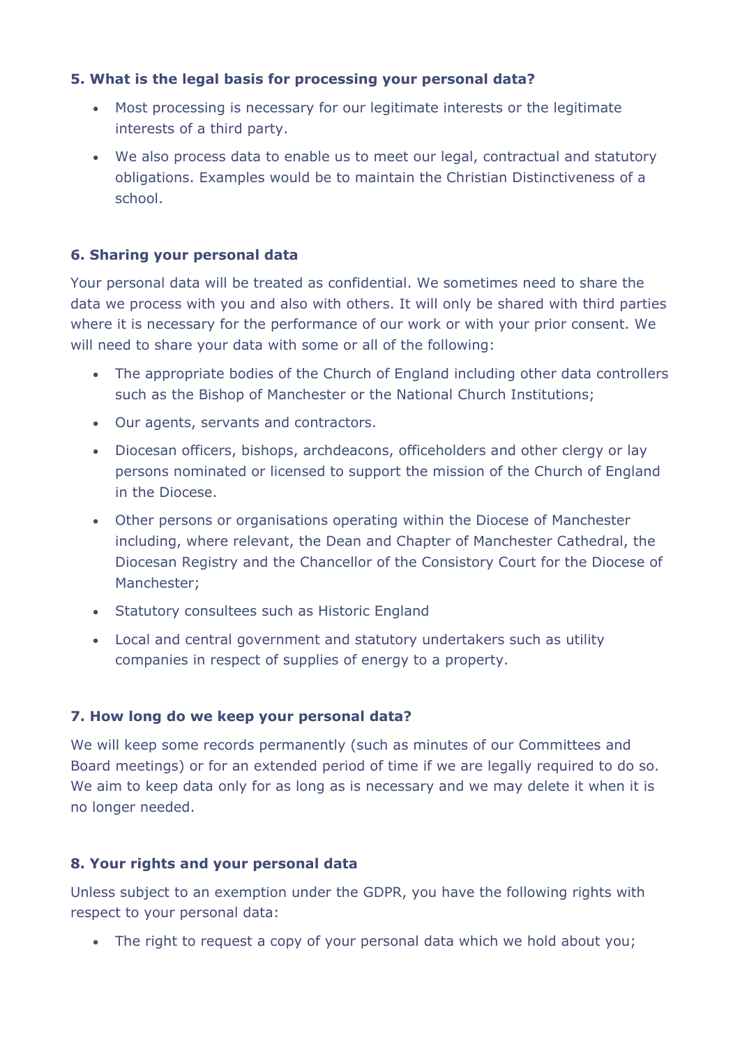**5. What is the legal basis for processing your personal data?**

- Most processing is necessary for our legitimate interests or the legitimate interests of a third party.
- We also process data to enable us to meet our legal, contractual and statutory obligations. Examples would be to maintain the Christian Distinctiveness of a school.

**6. Sharing your personal data**

Your personal data will be treated as confidential. We sometimes need to share the data we process with you and also with others. It will only be shared with third parties where it is necessary for the performance of our work or with your prior consent. We will need to share your data with some or all of the following:

- The appropriate bodies of the Church of England including other data controllers such as the Bishop of Manchester or the National Church Institutions;
- Our agents, servants and contractors.
- Diocesan officers, bishops, archdeacons, officeholders and other clergy or lay persons nominated or licensed to support the mission of the Church of England in the Diocese.
- Other persons or organisations operating within the Diocese of Manchester including, where relevant, the Dean and Chapter of Manchester Cathedral, the Diocesan Registry and the Chancellor of the Consistory Court for the Diocese of Manchester;
- Statutory consultees such as Historic England
- Local and central government and statutory undertakers such as utility companies in respect of supplies of energy to a property.

**7. How long do we keep your personal data?**

We will keep some records permanently (such as minutes of our Committees and Board meetings) or for an extended period of time if we are legally required to do so. We aim to keep data only for as long as is necessary and we may delete it when it is no longer needed.

**8. Your rights and your personal data**

Unless subject to an exemption under the GDPR, you have the following rights with respect to your personal data:

- The right to request a copy of your personal data which we hold about you;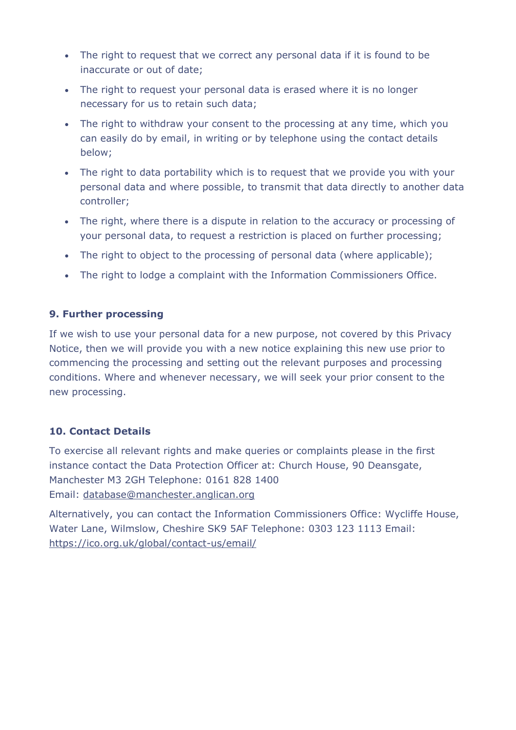- The right to request that we correct any personal data if it is found to be inaccurate or out of date;
- The right to request your personal data is erased where it is no longer necessary for us to retain such data;
- The right to withdraw your consent to the processing at any time, which you can easily do by email, in writing or by telephone using the contact details below;
- The right to data portability which is to request that we provide you with your personal data and where possible, to transmit that data directly to another data controller;
- The right, where there is a dispute in relation to the accuracy or processing of your personal data, to request a restriction is placed on further processing;
- The right to object to the processing of personal data (where applicable);
- The right to lodge a complaint with the Information Commissioners Office.

**9. Further processing**

If we wish to use your personal data for a new purpose, not covered by this Privacy Notice, then we will provide you with a new notice explaining this new use prior to commencing the processing and setting out the relevant purposes and processing conditions. Where and whenever necessary, we will seek your prior consent to the new processing.

**10. Contact Details**

To exercise all relevant rights and make queries or complaints please in the first instance contact the Data Protection Officer at: Church House, 90 Deansgate, Manchester M3 2GH Telephone: 0161 828 1400
Email: database@manchester.anglican.org

Alternatively, you can contact the Information Commissioners Office: Wycliffe House, Water Lane, Wilmslow, Cheshire SK9 5AF Telephone: 0303 123 1113 Email: https://ico.org.uk/global/contact-us/email/